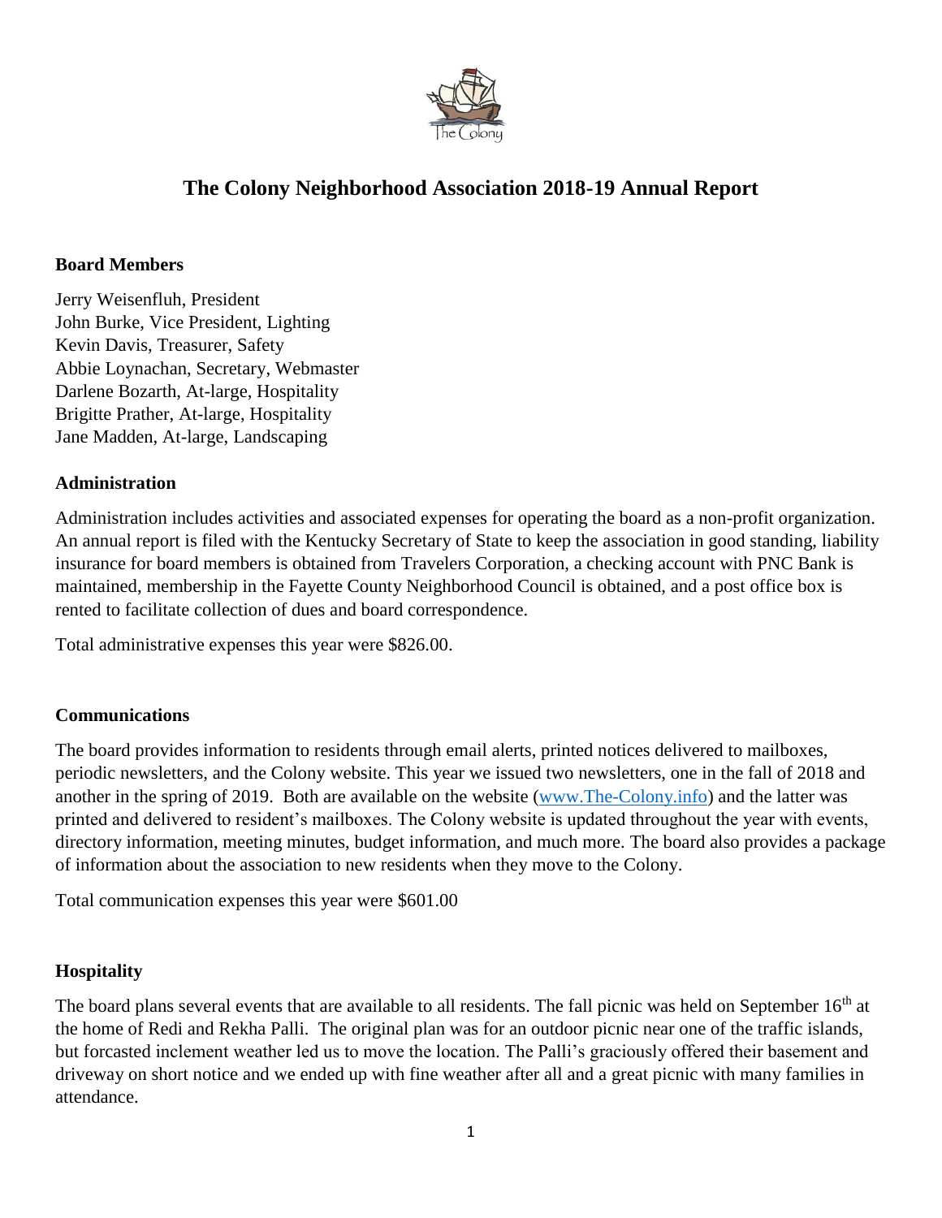# The Colony Neighborhood Association 2018-19 Annual Report

## Board Members

Jerry Weisenfluh, President
John Burke, Vice President, Lighting
Kevin Davis, Treasurer, Safety
Abbie Loynachan, Secretary, Webmaster
Darlene Bozarth, At-large, Hospitality
Brigitte Prather, At-large, Hospitality
Jane Madden, At-large, Landscaping

## Administration

Administration includes activities and associated expenses for operating the board as a non-profit organization. An annual report is filed with the Kentucky Secretary of State to keep the association in good standing, liability insurance for board members is obtained from Travelers Corporation, a checking account with PNC Bank is maintained, membership in the Fayette County Neighborhood Council is obtained, and a post office box is rented to facilitate collection of dues and board correspondence.

Total administrative expenses this year were $826.00.

## Communications

The board provides information to residents through email alerts, printed notices delivered to mailboxes, periodic newsletters, and the Colony website. This year we issued two newsletters, one in the fall of 2018 and another in the spring of 2019. Both are available on the website (www.The-Colony.info) and the latter was printed and delivered to resident's mailboxes. The Colony website is updated throughout the year with events, directory information, meeting minutes, budget information, and much more. The board also provides a package of information about the association to new residents when they move to the Colony.

Total communication expenses this year were $601.00

## Hospitality

The board plans several events that are available to all residents. The fall picnic was held on September 16th at the home of Redi and Rekha Palli. The original plan was for an outdoor picnic near one of the traffic islands, but forcasted inclement weather led us to move the location. The Palli's graciously offered their basement and driveway on short notice and we ended up with fine weather after all and a great picnic with many families in attendance.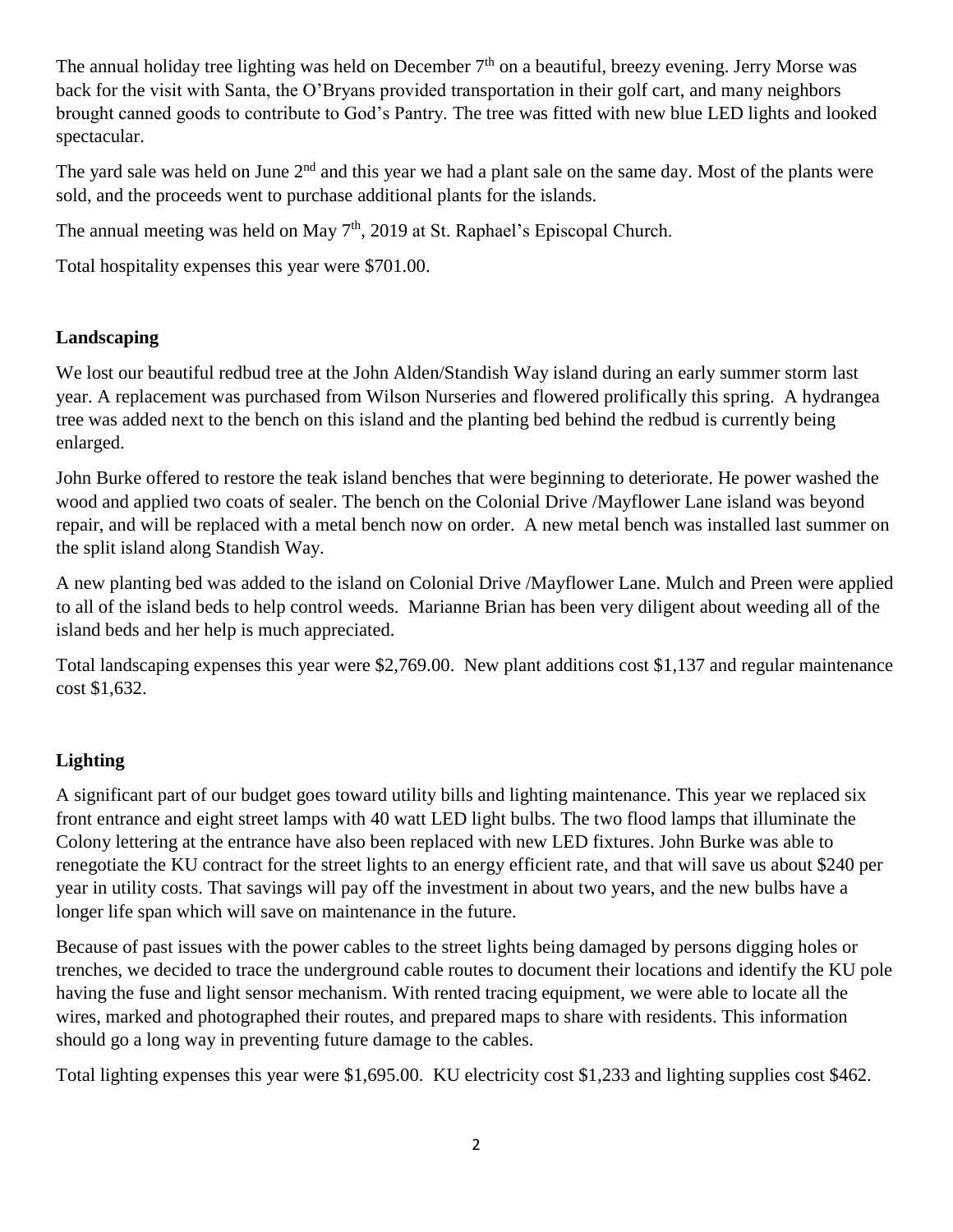The annual holiday tree lighting was held on December 7th on a beautiful, breezy evening. Jerry Morse was back for the visit with Santa, the O'Bryans provided transportation in their golf cart, and many neighbors brought canned goods to contribute to God's Pantry. The tree was fitted with new blue LED lights and looked spectacular.

The yard sale was held on June 2nd and this year we had a plant sale on the same day. Most of the plants were sold, and the proceeds went to purchase additional plants for the islands.

The annual meeting was held on May 7th, 2019 at St. Raphael's Episcopal Church.

Total hospitality expenses this year were $701.00.

## Landscaping

We lost our beautiful redbud tree at the John Alden/Standish Way island during an early summer storm last year. A replacement was purchased from Wilson Nurseries and flowered prolifically this spring. A hydrangea tree was added next to the bench on this island and the planting bed behind the redbud is currently being enlarged.

John Burke offered to restore the teak island benches that were beginning to deteriorate. He power washed the wood and applied two coats of sealer. The bench on the Colonial Drive /Mayflower Lane island was beyond repair, and will be replaced with a metal bench now on order. A new metal bench was installed last summer on the split island along Standish Way.

A new planting bed was added to the island on Colonial Drive /Mayflower Lane. Mulch and Preen were applied to all of the island beds to help control weeds. Marianne Brian has been very diligent about weeding all of the island beds and her help is much appreciated.

Total landscaping expenses this year were $2,769.00. New plant additions cost $1,137 and regular maintenance cost $1,632.

## Lighting

A significant part of our budget goes toward utility bills and lighting maintenance. This year we replaced six front entrance and eight street lamps with 40 watt LED light bulbs. The two flood lamps that illuminate the Colony lettering at the entrance have also been replaced with new LED fixtures. John Burke was able to renegotiate the KU contract for the street lights to an energy efficient rate, and that will save us about $240 per year in utility costs. That savings will pay off the investment in about two years, and the new bulbs have a longer life span which will save on maintenance in the future.

Because of past issues with the power cables to the street lights being damaged by persons digging holes or trenches, we decided to trace the underground cable routes to document their locations and identify the KU pole having the fuse and light sensor mechanism. With rented tracing equipment, we were able to locate all the wires, marked and photographed their routes, and prepared maps to share with residents. This information should go a long way in preventing future damage to the cables.

Total lighting expenses this year were $1,695.00. KU electricity cost $1,233 and lighting supplies cost $462.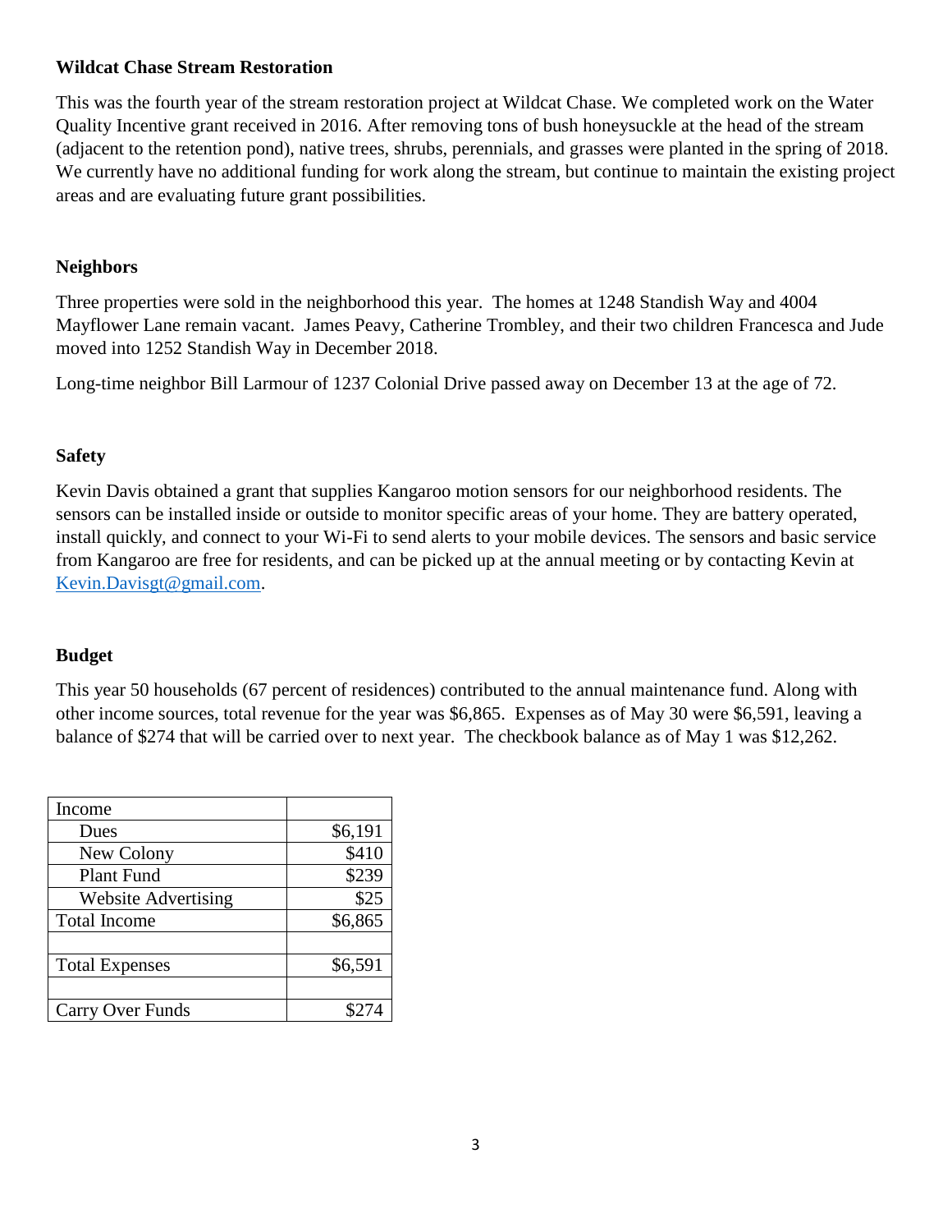### Wildcat Chase Stream Restoration

This was the fourth year of the stream restoration project at Wildcat Chase. We completed work on the Water Quality Incentive grant received in 2016. After removing tons of bush honeysuckle at the head of the stream (adjacent to the retention pond), native trees, shrubs, perennials, and grasses were planted in the spring of 2018. We currently have no additional funding for work along the stream, but continue to maintain the existing project areas and are evaluating future grant possibilities.

### Neighbors

Three properties were sold in the neighborhood this year. The homes at 1248 Standish Way and 4004 Mayflower Lane remain vacant. James Peavy, Catherine Trombley, and their two children Francesca and Jude moved into 1252 Standish Way in December 2018.

Long-time neighbor Bill Larmour of 1237 Colonial Drive passed away on December 13 at the age of 72.

### Safety

Kevin Davis obtained a grant that supplies Kangaroo motion sensors for our neighborhood residents. The sensors can be installed inside or outside to monitor specific areas of your home. They are battery operated, install quickly, and connect to your Wi-Fi to send alerts to your mobile devices. The sensors and basic service from Kangaroo are free for residents, and can be picked up at the annual meeting or by contacting Kevin at Kevin.Davisgt@gmail.com.

### Budget

This year 50 households (67 percent of residences) contributed to the annual maintenance fund. Along with other income sources, total revenue for the year was $6,865. Expenses as of May 30 were $6,591, leaving a balance of $274 that will be carried over to next year. The checkbook balance as of May 1 was $12,262.

| | |
|---|---|
| Income | |
| Dues | $6,191 |
| New Colony | $410 |
| Plant Fund | $239 |
| Website Advertising | $25 |
| Total Income | $6,865 |
| | |
| Total Expenses | $6,591 |
| | |
| Carry Over Funds | $274 |